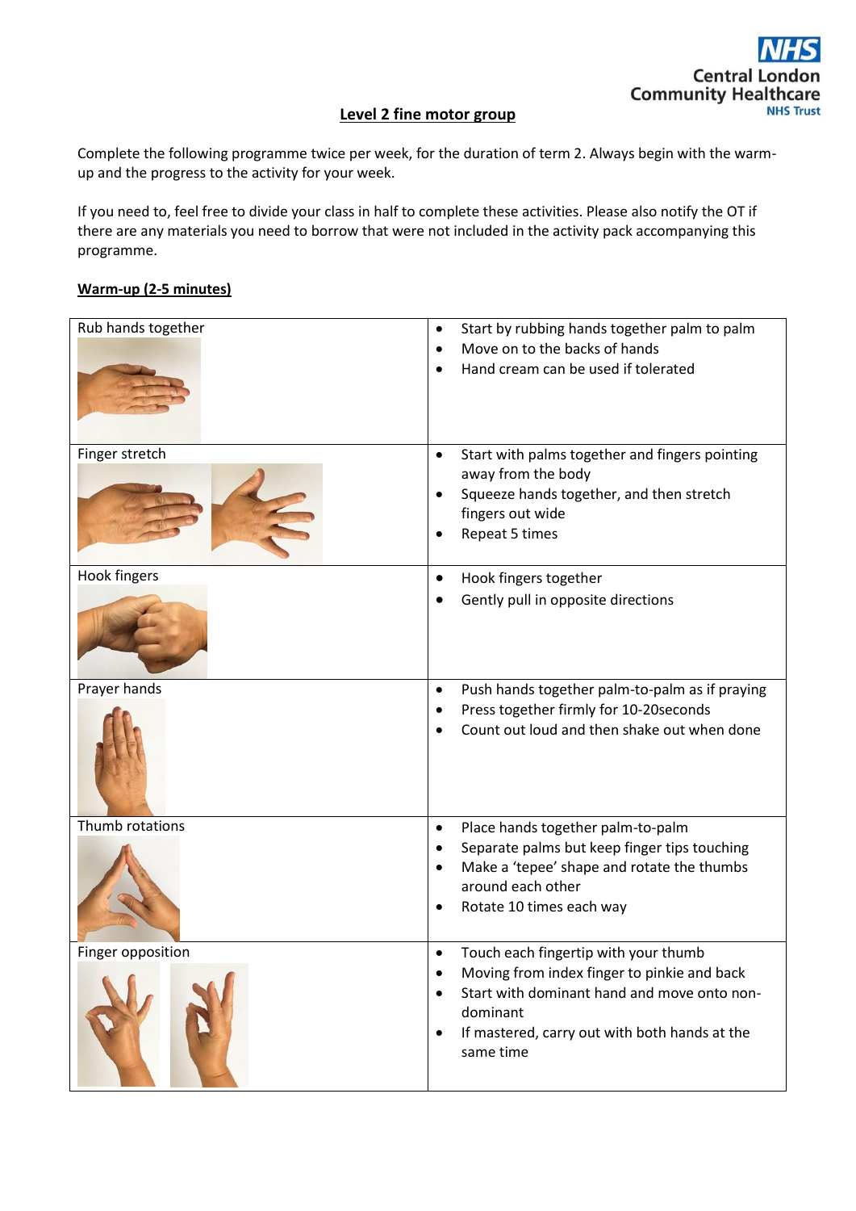# Level 2 fine motor group

Complete the following programme twice per week, for the duration of term 2. Always begin with the warm-up and the progress to the activity for your week.

If you need to, feel free to divide your class in half to complete these activities. Please also notify the OT if there are any materials you need to borrow that were not included in the activity pack accompanying this programme.

## Warm-up (2-5 minutes)

| Exercise | Instructions |
|---|---|
| Rub hands together | • Start by rubbing hands together palm to palm<br>• Move on to the backs of hands<br>• Hand cream can be used if tolerated |
| Finger stretch | • Start with palms together and fingers pointing away from the body<br>• Squeeze hands together, and then stretch fingers out wide<br>• Repeat 5 times |
| Hook fingers | • Hook fingers together<br>• Gently pull in opposite directions |
| Prayer hands | • Push hands together palm-to-palm as if praying<br>• Press together firmly for 10-20seconds<br>• Count out loud and then shake out when done |
| Thumb rotations | • Place hands together palm-to-palm<br>• Separate palms but keep finger tips touching<br>• Make a 'tepee' shape and rotate the thumbs around each other<br>• Rotate 10 times each way |
| Finger opposition | • Touch each fingertip with your thumb<br>• Moving from index finger to pinkie and back<br>• Start with dominant hand and move onto non-dominant<br>• If mastered, carry out with both hands at the same time |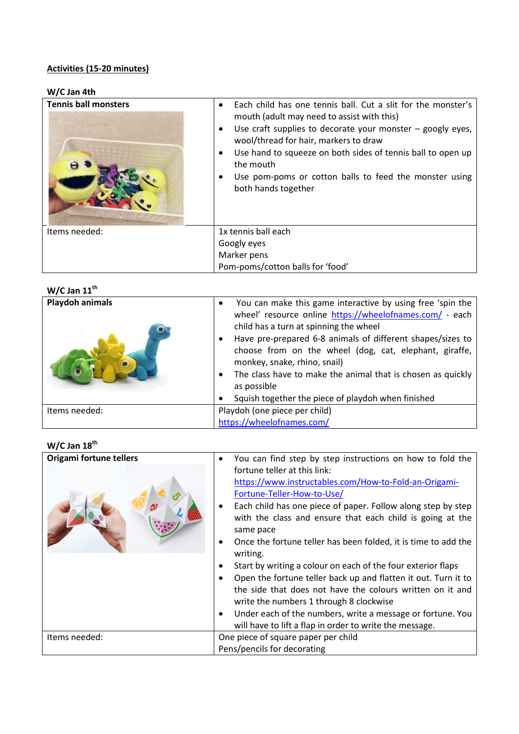**Activities (15-20 minutes)**

**W/C Jan 4th**

| **Tennis ball monsters** | • Each child has one tennis ball. Cut a slit for the monster's mouth (adult may need to assist with this)<br>• Use craft supplies to decorate your monster – googly eyes, wool/thread for hair, markers to draw<br>• Use hand to squeeze on both sides of tennis ball to open up the mouth<br>• Use pom-poms or cotton balls to feed the monster using both hands together |
|---|---|
| Items needed: | 1x tennis ball each<br>Googly eyes<br>Marker pens<br>Pom-poms/cotton balls for 'food' |

**W/C Jan 11th**

| **Playdoh animals** | • You can make this game interactive by using free 'spin the wheel' resource online https://wheelofnames.com/ - each child has a turn at spinning the wheel<br>• Have pre-prepared 6-8 animals of different shapes/sizes to choose from on the wheel (dog, cat, elephant, giraffe, monkey, snake, rhino, snail)<br>• The class have to make the animal that is chosen as quickly as possible<br>• Squish together the piece of playdoh when finished |
|---|---|
| Items needed: | Playdoh (one piece per child)<br>https://wheelofnames.com/ |

**W/C Jan 18th**

| **Origami fortune tellers** | • You can find step by step instructions on how to fold the fortune teller at this link: https://www.instructables.com/How-to-Fold-an-Origami-Fortune-Teller-How-to-Use/<br>• Each child has one piece of paper. Follow along step by step with the class and ensure that each child is going at the same pace<br>• Once the fortune teller has been folded, it is time to add the writing.<br>• Start by writing a colour on each of the four exterior flaps<br>• Open the fortune teller back up and flatten it out. Turn it to the side that does not have the colours written on it and write the numbers 1 through 8 clockwise<br>• Under each of the numbers, write a message or fortune. You will have to lift a flap in order to write the message. |
|---|---|
| Items needed: | One piece of square paper per child<br>Pens/pencils for decorating |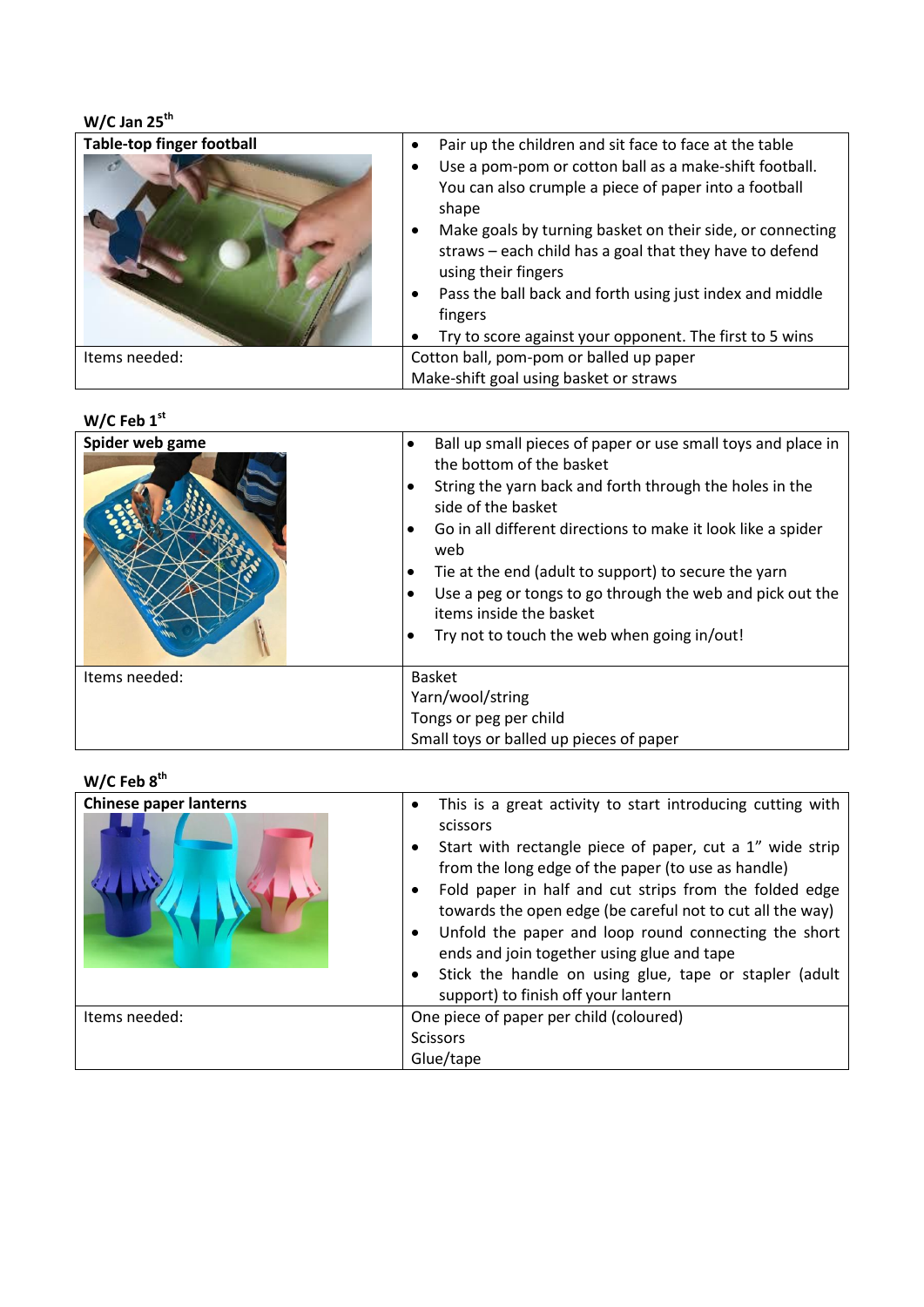**W/C Jan 25th**

| Table-top finger football | <ul><li>Pair up the children and sit face to face at the table</li><li>Use a pom-pom or cotton ball as a make-shift football. You can also crumple a piece of paper into a football shape</li><li>Make goals by turning basket on their side, or connecting straws – each child has a goal that they have to defend using their fingers</li><li>Pass the ball back and forth using just index and middle fingers</li><li>Try to score against your opponent. The first to 5 wins</li></ul> |
|---|---|
| Items needed: | Cotton ball, pom-pom or balled up paper<br>Make-shift goal using basket or straws |

**W/C Feb 1st**

| Spider web game | <ul><li>Ball up small pieces of paper or use small toys and place in the bottom of the basket</li><li>String the yarn back and forth through the holes in the side of the basket</li><li>Go in all different directions to make it look like a spider web</li><li>Tie at the end (adult to support) to secure the yarn</li><li>Use a peg or tongs to go through the web and pick out the items inside the basket</li><li>Try not to touch the web when going in/out!</li></ul> |
|---|---|
| Items needed: | Basket<br>Yarn/wool/string<br>Tongs or peg per child<br>Small toys or balled up pieces of paper |

**W/C Feb 8th**

| Chinese paper lanterns | <ul><li>This is a great activity to start introducing cutting with scissors</li><li>Start with rectangle piece of paper, cut a 1" wide strip from the long edge of the paper (to use as handle)</li><li>Fold paper in half and cut strips from the folded edge towards the open edge (be careful not to cut all the way)</li><li>Unfold the paper and loop round connecting the short ends and join together using glue and tape</li><li>Stick the handle on using glue, tape or stapler (adult support) to finish off your lantern</li></ul> |
|---|---|
| Items needed: | One piece of paper per child (coloured)<br>Scissors<br>Glue/tape |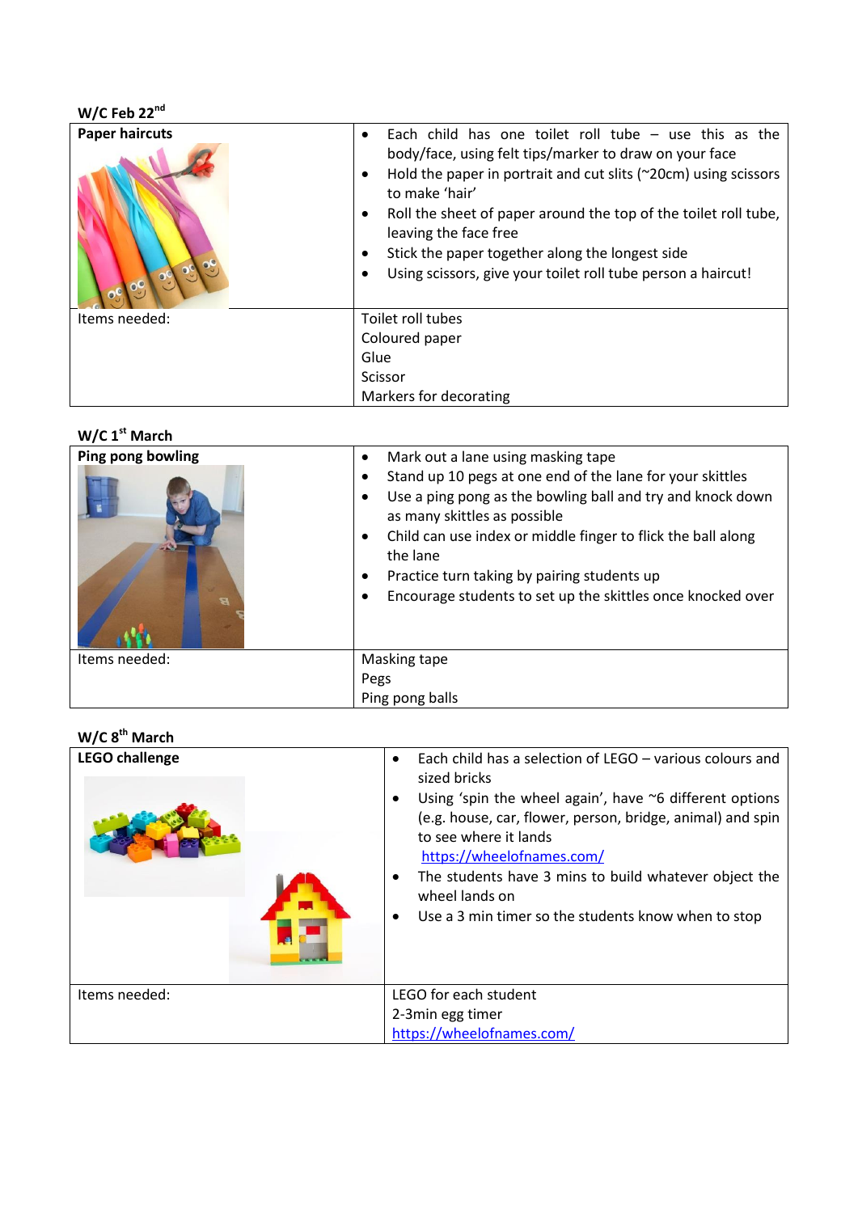**W/C Feb 22nd**

| **Paper haircuts** | • Each child has one toilet roll tube – use this as the body/face, using felt tips/marker to draw on your face<br>• Hold the paper in portrait and cut slits (~20cm) using scissors to make 'hair'<br>• Roll the sheet of paper around the top of the toilet roll tube, leaving the face free<br>• Stick the paper together along the longest side<br>• Using scissors, give your toilet roll tube person a haircut! |
|---|---|
| Items needed: | Toilet roll tubes<br>Coloured paper<br>Glue<br>Scissor<br>Markers for decorating |

**W/C 1st March**

| **Ping pong bowling** | • Mark out a lane using masking tape<br>• Stand up 10 pegs at one end of the lane for your skittles<br>• Use a ping pong as the bowling ball and try and knock down as many skittles as possible<br>• Child can use index or middle finger to flick the ball along the lane<br>• Practice turn taking by pairing students up<br>• Encourage students to set up the skittles once knocked over |
|---|---|
| Items needed: | Masking tape<br>Pegs<br>Ping pong balls |

**W/C 8th March**

| **LEGO challenge** | • Each child has a selection of LEGO – various colours and sized bricks<br>• Using 'spin the wheel again', have ~6 different options (e.g. house, car, flower, person, bridge, animal) and spin to see where it lands<br>https://wheelofnames.com/<br>• The students have 3 mins to build whatever object the wheel lands on<br>• Use a 3 min timer so the students know when to stop |
|---|---|
| Items needed: | LEGO for each student<br>2-3min egg timer<br>https://wheelofnames.com/ |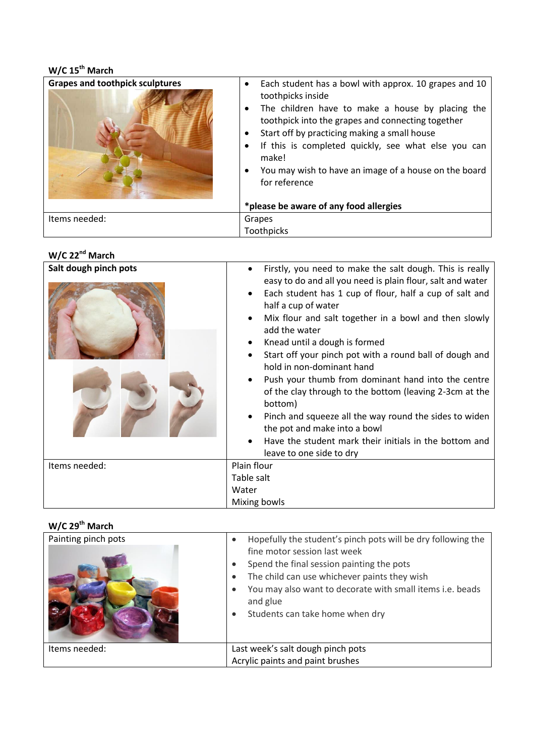**W/C 15th March**

| | |
|---|---|
| **Grapes and toothpick sculptures** | • Each student has a bowl with approx. 10 grapes and 10 toothpicks inside<br>• The children have to make a house by placing the toothpick into the grapes and connecting together<br>• Start off by practicing making a small house<br>• If this is completed quickly, see what else you can make!<br>• You may wish to have an image of a house on the board for reference<br><br>**\*please be aware of any food allergies** |
| Items needed: | Grapes<br>Toothpicks |

**W/C 22nd March**

| | |
|---|---|
| **Salt dough pinch pots** | • Firstly, you need to make the salt dough. This is really easy to do and all you need is plain flour, salt and water<br>• Each student has 1 cup of flour, half a cup of salt and half a cup of water<br>• Mix flour and salt together in a bowl and then slowly add the water<br>• Knead until a dough is formed<br>• Start off your pinch pot with a round ball of dough and hold in non-dominant hand<br>• Push your thumb from dominant hand into the centre of the clay through to the bottom (leaving 2-3cm at the bottom)<br>• Pinch and squeeze all the way round the sides to widen the pot and make into a bowl<br>• Have the student mark their initials in the bottom and leave to one side to dry |
| Items needed: | Plain flour<br>Table salt<br>Water<br>Mixing bowls |

**W/C 29th March**

| | |
|---|---|
| Painting pinch pots | • Hopefully the student's pinch pots will be dry following the fine motor session last week<br>• Spend the final session painting the pots<br>• The child can use whichever paints they wish<br>• You may also want to decorate with small items i.e. beads and glue<br>• Students can take home when dry |
| Items needed: | Last week's salt dough pinch pots<br>Acrylic paints and paint brushes |